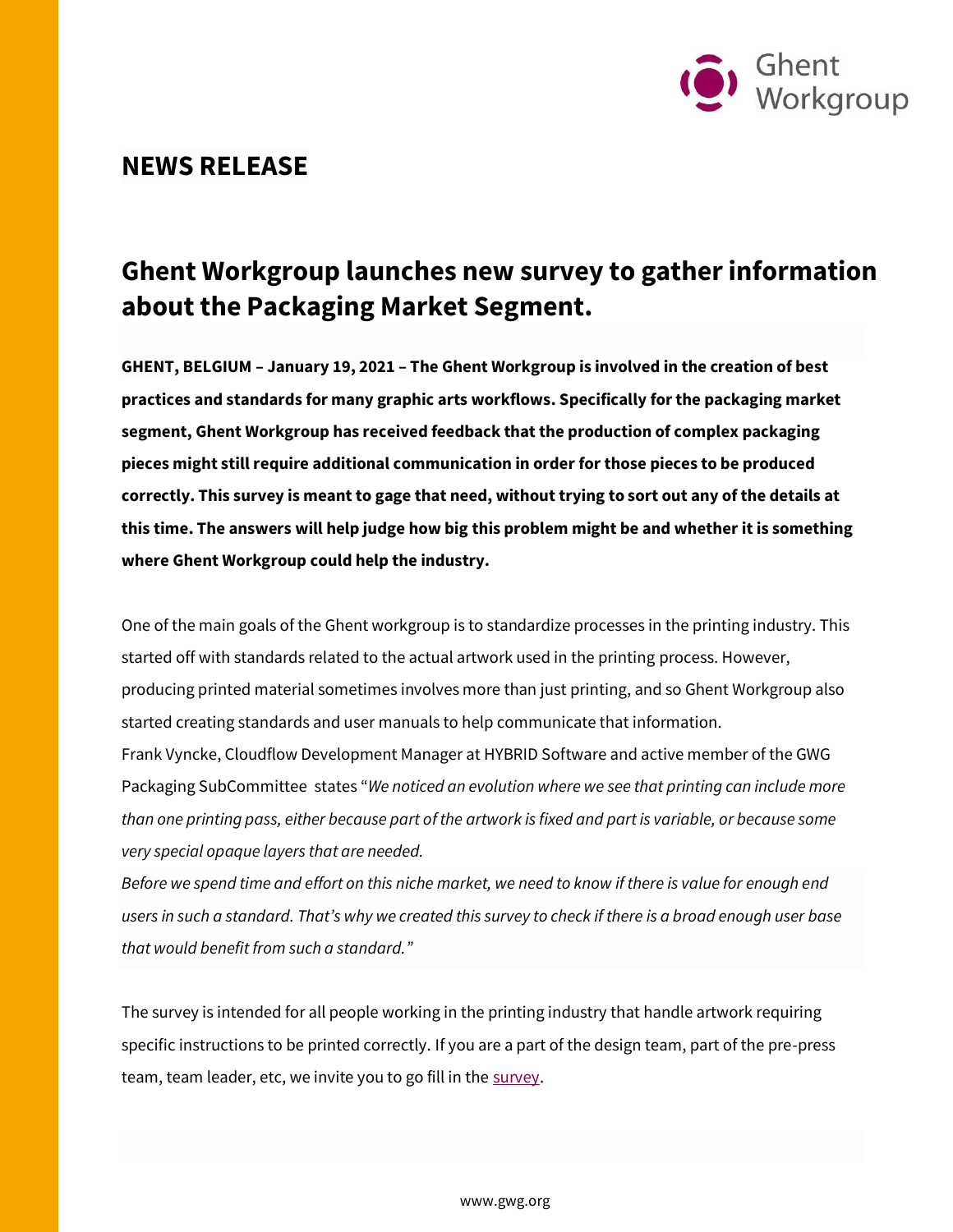Ghent Workgroup

## NEWS RELEASE

# Ghent Workgroup launches new survey to gather information about the Packaging Market Segment.

**GHENT, BELGIUM – January 19, 2021 – The Ghent Workgroup is involved in the creation of best practices and standards for many graphic arts workflows. Specifically for the packaging market segment, Ghent Workgroup has received feedback that the production of complex packaging pieces might still require additional communication in order for those pieces to be produced correctly. This survey is meant to gage that need, without trying to sort out any of the details at this time. The answers will help judge how big this problem might be and whether it is something where Ghent Workgroup could help the industry.**

One of the main goals of the Ghent workgroup is to standardize processes in the printing industry. This started off with standards related to the actual artwork used in the printing process. However, producing printed material sometimes involves more than just printing, and so Ghent Workgroup also started creating standards and user manuals to help communicate that information.

Frank Vyncke, Cloudflow Development Manager at HYBRID Software and active member of the GWG Packaging SubCommittee states "*We noticed an evolution where we see that printing can include more than one printing pass, either because part of the artwork is fixed and part is variable, or because some very special opaque layers that are needed.*

*Before we spend time and effort on this niche market, we need to know if there is value for enough end users in such a standard. That's why we created this survey to check if there is a broad enough user base that would benefit from such a standard."*

The survey is intended for all people working in the printing industry that handle artwork requiring specific instructions to be printed correctly. If you are a part of the design team, part of the pre-press team, team leader, etc, we invite you to go fill in the survey.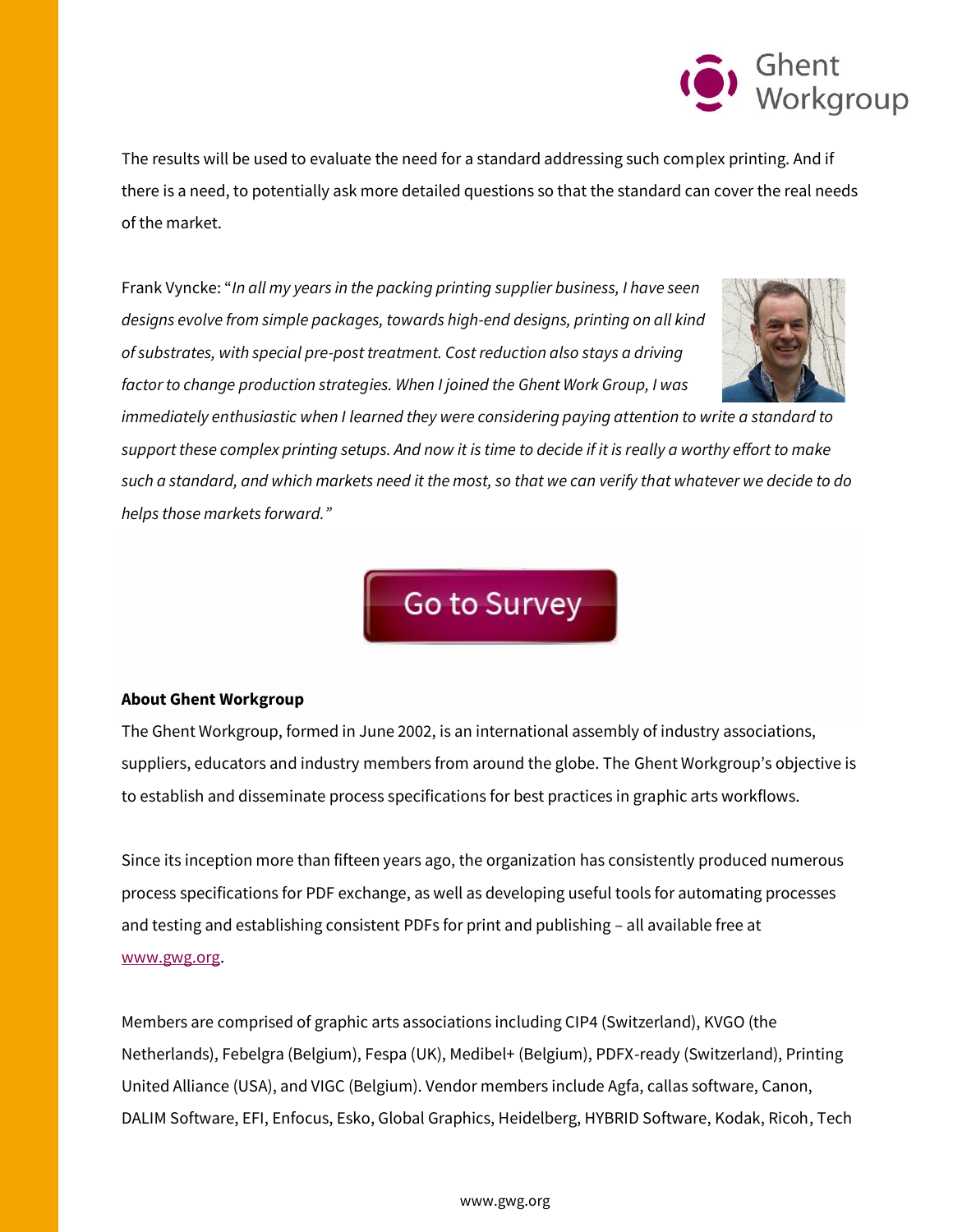The results will be used to evaluate the need for a standard addressing such complex printing. And if there is a need, to potentially ask more detailed questions so that the standard can cover the real needs of the market.

Frank Vyncke: "*In all my years in the packing printing supplier business, I have seen designs evolve from simple packages, towards high-end designs, printing on all kind of substrates, with special pre-post treatment. Cost reduction also stays a driving factor to change production strategies. When I joined the Ghent Work Group, I was immediately enthusiastic when I learned they were considering paying attention to write a standard to support these complex printing setups. And now it is time to decide if it is really a worthy effort to make such a standard, and which markets need it the most, so that we can verify that whatever we decide to do helps those markets forward.*"

Go to Survey

**About Ghent Workgroup**

The Ghent Workgroup, formed in June 2002, is an international assembly of industry associations, suppliers, educators and industry members from around the globe. The Ghent Workgroup's objective is to establish and disseminate process specifications for best practices in graphic arts workflows.

Since its inception more than fifteen years ago, the organization has consistently produced numerous process specifications for PDF exchange, as well as developing useful tools for automating processes and testing and establishing consistent PDFs for print and publishing – all available free at www.gwg.org.

Members are comprised of graphic arts associations including CIP4 (Switzerland), KVGO (the Netherlands), Febelgra (Belgium), Fespa (UK), Medibel+ (Belgium), PDFX-ready (Switzerland), Printing United Alliance (USA), and VIGC (Belgium). Vendor members include Agfa, callas software, Canon, DALIM Software, EFI, Enfocus, Esko, Global Graphics, Heidelberg, HYBRID Software, Kodak, Ricoh, Tech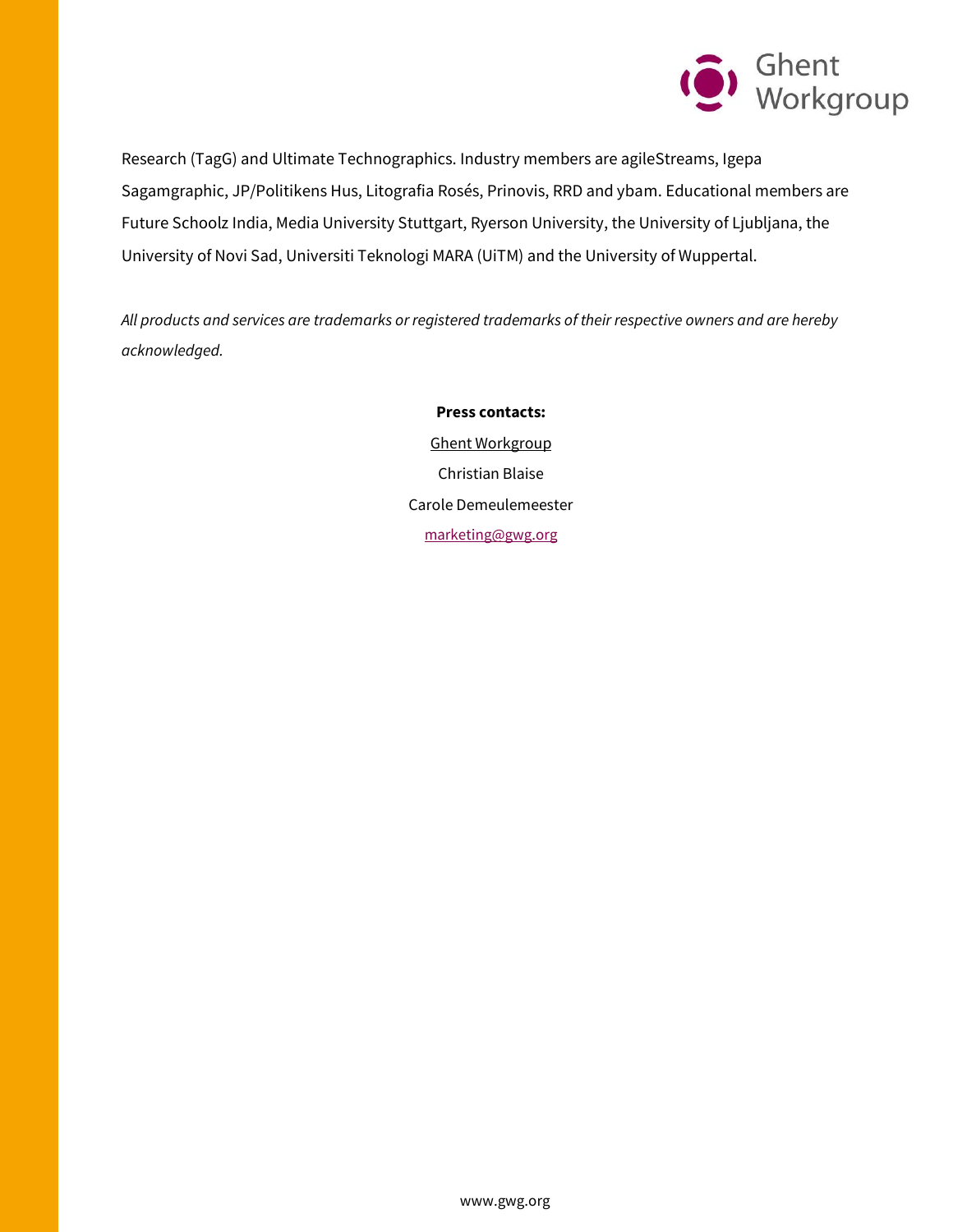Research (TagG) and Ultimate Technographics. Industry members are agileStreams, Igepa Sagamgraphic, JP/Politikens Hus, Litografia Rosés, Prinovis, RRD and ybam. Educational members are Future Schoolz India, Media University Stuttgart, Ryerson University, the University of Ljubljana, the University of Novi Sad, Universiti Teknologi MARA (UiTM) and the University of Wuppertal.

*All products and services are trademarks or registered trademarks of their respective owners and are hereby acknowledged.*

**Press contacts:**

Ghent Workgroup

Christian Blaise

Carole Demeulemeester

marketing@gwg.org

www.gwg.org